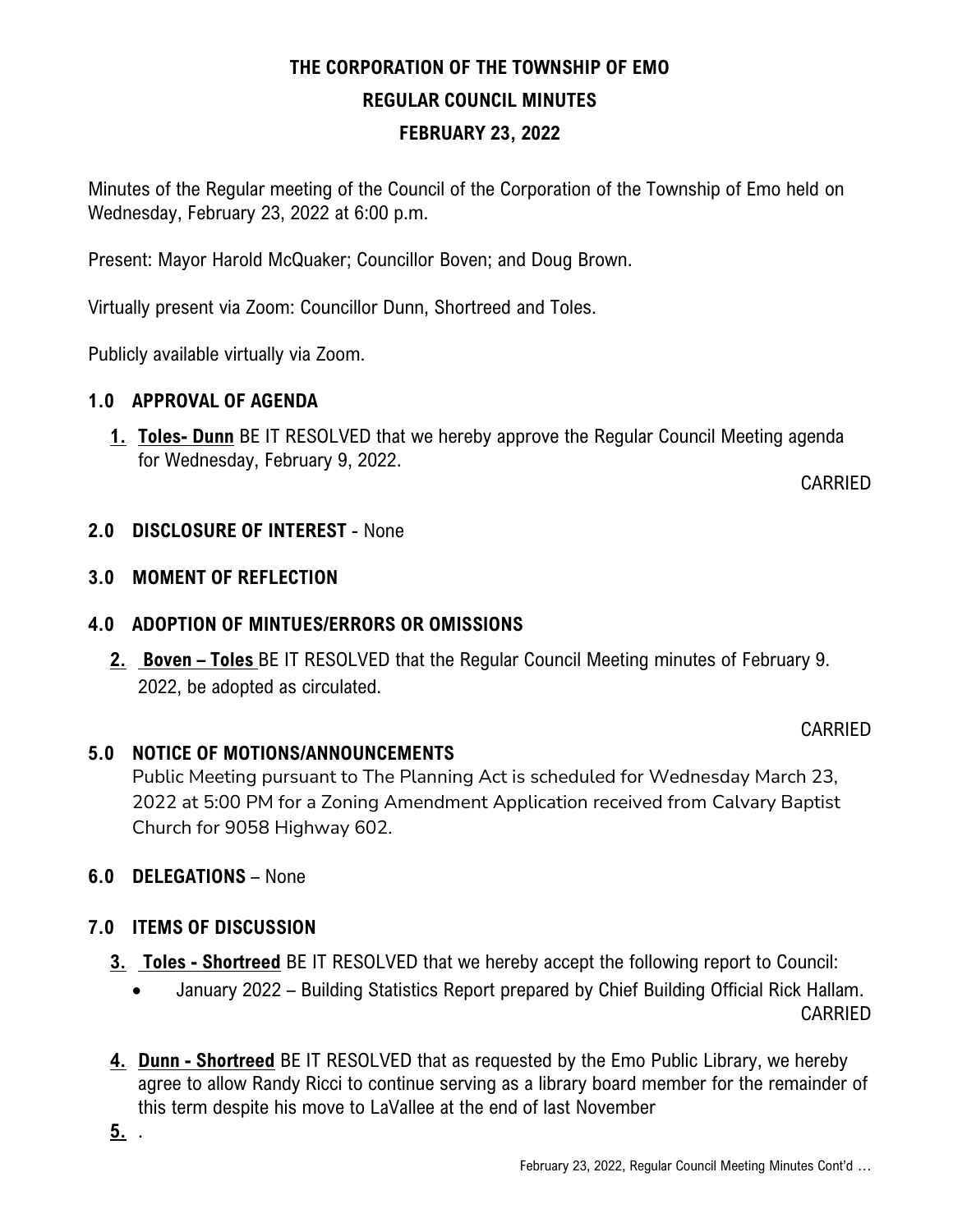# THE CORPORATION OF THE TOWNSHIP OF EMO

## REGULAR COUNCIL MINUTES

## FEBRUARY 23, 2022

Minutes of the Regular meeting of the Council of the Corporation of the Township of Emo held on Wednesday, February 23, 2022 at 6:00 p.m.

Present: Mayor Harold McQuaker; Councillor Boven; and Doug Brown.

Virtually present via Zoom: Councillor Dunn, Shortreed and Toles.

Publicly available virtually via Zoom.

### 1.0 APPROVAL OF AGENDA

1. **Toles- Dunn** BE IT RESOLVED that we hereby approve the Regular Council Meeting agenda for Wednesday, February 9, 2022.

CARRIED

### 2.0 DISCLOSURE OF INTEREST - None

### 3.0 MOMENT OF REFLECTION

### 4.0 ADOPTION OF MINTUES/ERRORS OR OMISSIONS

2. **Boven – Toles** BE IT RESOLVED that the Regular Council Meeting minutes of February 9. 2022, be adopted as circulated.

CARRIED

### 5.0 NOTICE OF MOTIONS/ANNOUNCEMENTS

Public Meeting pursuant to The Planning Act is scheduled for Wednesday March 23, 2022 at 5:00 PM for a Zoning Amendment Application received from Calvary Baptist Church for 9058 Highway 602.

### 6.0 DELEGATIONS – None

### 7.0 ITEMS OF DISCUSSION

3. **Toles - Shortreed** BE IT RESOLVED that we hereby accept the following report to Council:
   - January 2022 – Building Statistics Report prepared by Chief Building Official Rick Hallam.

CARRIED

4. **Dunn - Shortreed** BE IT RESOLVED that as requested by the Emo Public Library, we hereby agree to allow Randy Ricci to continue serving as a library board member for the remainder of this term despite his move to LaVallee at the end of last November

5. .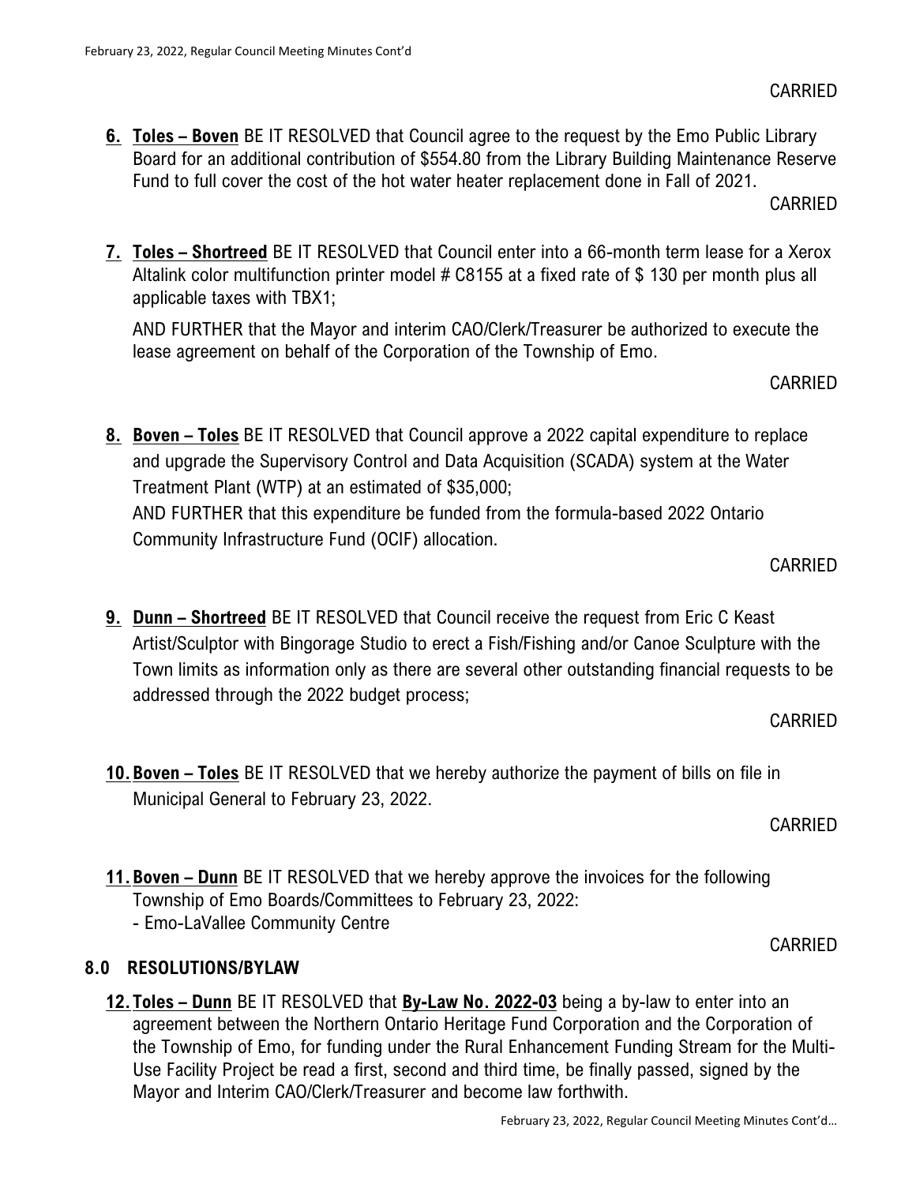CARRIED

**6. Toles – Boven** BE IT RESOLVED that Council agree to the request by the Emo Public Library Board for an additional contribution of $554.80 from the Library Building Maintenance Reserve Fund to full cover the cost of the hot water heater replacement done in Fall of 2021.

CARRIED

**7. Toles – Shortreed** BE IT RESOLVED that Council enter into a 66-month term lease for a Xerox Altalink color multifunction printer model # C8155 at a fixed rate of $ 130 per month plus all applicable taxes with TBX1;

AND FURTHER that the Mayor and interim CAO/Clerk/Treasurer be authorized to execute the lease agreement on behalf of the Corporation of the Township of Emo.

CARRIED

**8. Boven – Toles** BE IT RESOLVED that Council approve a 2022 capital expenditure to replace and upgrade the Supervisory Control and Data Acquisition (SCADA) system at the Water Treatment Plant (WTP) at an estimated of $35,000;
AND FURTHER that this expenditure be funded from the formula-based 2022 Ontario Community Infrastructure Fund (OCIF) allocation.

CARRIED

**9. Dunn – Shortreed** BE IT RESOLVED that Council receive the request from Eric C Keast Artist/Sculptor with Bingorage Studio to erect a Fish/Fishing and/or Canoe Sculpture with the Town limits as information only as there are several other outstanding financial requests to be addressed through the 2022 budget process;

CARRIED

**10. Boven – Toles** BE IT RESOLVED that we hereby authorize the payment of bills on file in Municipal General to February 23, 2022.

CARRIED

**11. Boven – Dunn** BE IT RESOLVED that we hereby approve the invoices for the following Township of Emo Boards/Committees to February 23, 2022:
- Emo-LaVallee Community Centre

CARRIED

## 8.0 RESOLUTIONS/BYLAW

**12. Toles – Dunn** BE IT RESOLVED that **By-Law No. 2022-03** being a by-law to enter into an agreement between the Northern Ontario Heritage Fund Corporation and the Corporation of the Township of Emo, for funding under the Rural Enhancement Funding Stream for the Multi-Use Facility Project be read a first, second and third time, be finally passed, signed by the Mayor and Interim CAO/Clerk/Treasurer and become law forthwith.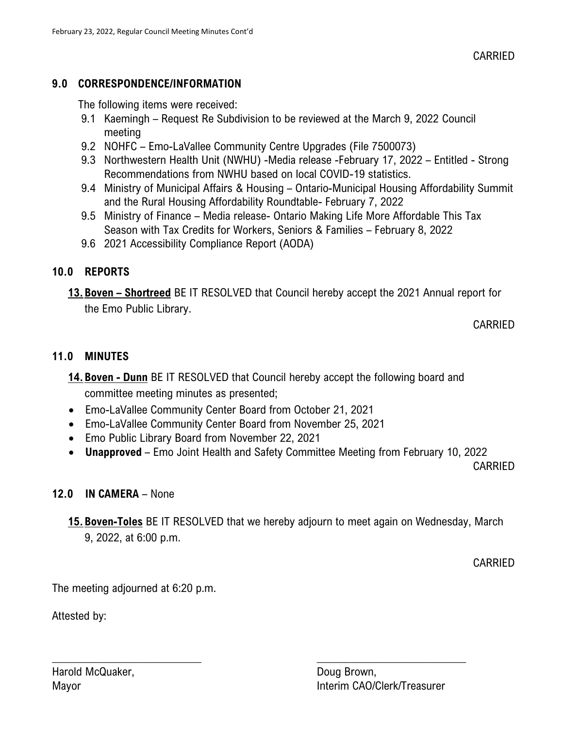CARRIED

## 9.0 CORRESPONDENCE/INFORMATION

The following items were received:

9.1 Kaemingh – Request Re Subdivision to be reviewed at the March 9, 2022 Council meeting
9.2 NOHFC – Emo-LaVallee Community Centre Upgrades (File 7500073)
9.3 Northwestern Health Unit (NWHU) -Media release -February 17, 2022 – Entitled - Strong Recommendations from NWHU based on local COVID-19 statistics.
9.4 Ministry of Municipal Affairs & Housing – Ontario-Municipal Housing Affordability Summit and the Rural Housing Affordability Roundtable- February 7, 2022
9.5 Ministry of Finance – Media release- Ontario Making Life More Affordable This Tax Season with Tax Credits for Workers, Seniors & Families – February 8, 2022
9.6 2021 Accessibility Compliance Report (AODA)

## 10.0 REPORTS

**13. Boven – Shortreed** BE IT RESOLVED that Council hereby accept the 2021 Annual report for the Emo Public Library.

CARRIED

## 11.0 MINUTES

**14. Boven - Dunn** BE IT RESOLVED that Council hereby accept the following board and committee meeting minutes as presented;

- Emo-LaVallee Community Center Board from October 21, 2021
- Emo-LaVallee Community Center Board from November 25, 2021
- Emo Public Library Board from November 22, 2021
- **Unapproved** – Emo Joint Health and Safety Committee Meeting from February 10, 2022

CARRIED

## 12.0 IN CAMERA – None

**15. Boven-Toles** BE IT RESOLVED that we hereby adjourn to meet again on Wednesday, March 9, 2022, at 6:00 p.m.

CARRIED

The meeting adjourned at 6:20 p.m.

Attested by:

\_\_\_\_\_\_\_\_\_\_\_\_\_\_\_\_\_\_\_\_\_\_\_\_\_\_\_\_ \_\_\_\_\_\_\_\_\_\_\_\_\_\_\_\_\_\_\_\_\_\_\_\_\_\_\_\_

Harold McQuaker, Mayor

Doug Brown, Interim CAO/Clerk/Treasurer